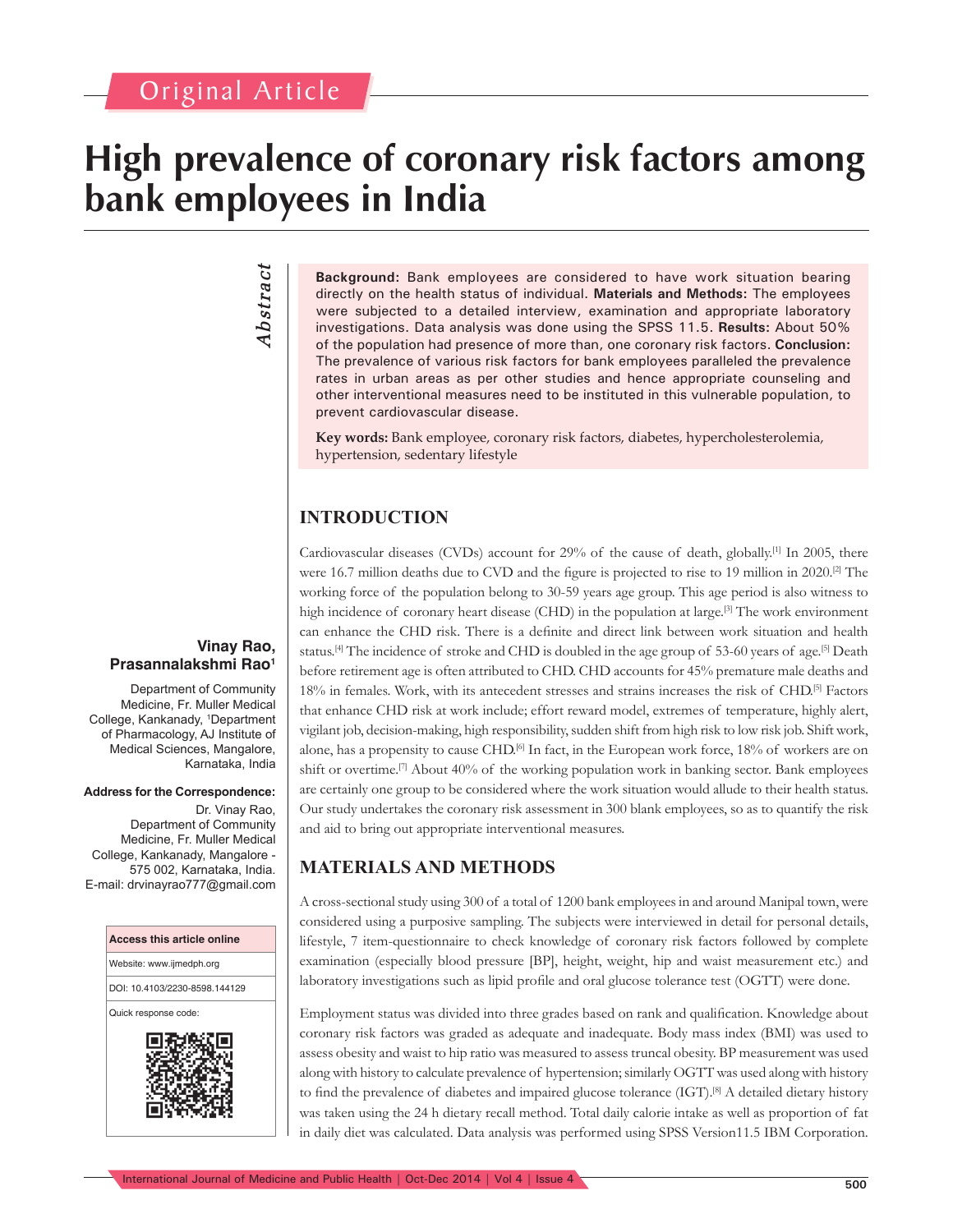Original Article

# High prevalence of coronary risk factors among bank employees in India

**Vinay Rao, Prasannalakshmi Rao**[1]

Department of Community Medicine, Fr. Muller Medical College, Kankanady, [1]Department of Pharmacology, AJ Institute of Medical Sciences, Mangalore, Karnataka, India

**Address for the Correspondence:**
Dr. Vinay Rao,
Department of Community Medicine, Fr. Muller Medical College, Kankanady, Mangalore - 575 002, Karnataka, India.
E-mail: drvinayrao777@gmail.com

| Access this article online |
|---|
| Website: www.ijmedph.org |
| DOI: 10.4103/2230-8598.144129 |
| Quick response code: |

## Abstract

**Background:** Bank employees are considered to have work situation bearing directly on the health status of individual. **Materials and Methods:** The employees were subjected to a detailed interview, examination and appropriate laboratory investigations. Data analysis was done using the SPSS 11.5. **Results:** About 50% of the population had presence of more than, one coronary risk factors. **Conclusion:** The prevalence of various risk factors for bank employees paralleled the prevalence rates in urban areas as per other studies and hence appropriate counseling and other interventional measures need to be instituted in this vulnerable population, to prevent cardiovascular disease.

**Key words:** Bank employee, coronary risk factors, diabetes, hypercholesterolemia, hypertension, sedentary lifestyle

## INTRODUCTION

Cardiovascular diseases (CVDs) account for 29% of the cause of death, globally.[1] In 2005, there were 16.7 million deaths due to CVD and the figure is projected to rise to 19 million in 2020.[2] The working force of the population belong to 30-59 years age group. This age period is also witness to high incidence of coronary heart disease (CHD) in the population at large.[3] The work environment can enhance the CHD risk. There is a definite and direct link between work situation and health status.[4] The incidence of stroke and CHD is doubled in the age group of 53-60 years of age.[5] Death before retirement age is often attributed to CHD. CHD accounts for 45% premature male deaths and 18% in females. Work, with its antecedent stresses and strains increases the risk of CHD.[5] Factors that enhance CHD risk at work include; effort reward model, extremes of temperature, highly alert, vigilant job, decision-making, high responsibility, sudden shift from high risk to low risk job. Shift work, alone, has a propensity to cause CHD.[6] In fact, in the European work force, 18% of workers are on shift or overtime.[7] About 40% of the working population work in banking sector. Bank employees are certainly one group to be considered where the work situation would allude to their health status. Our study undertakes the coronary risk assessment in 300 blank employees, so as to quantify the risk and aid to bring out appropriate interventional measures.

## MATERIALS AND METHODS

A cross-sectional study using 300 of a total of 1200 bank employees in and around Manipal town, were considered using a purposive sampling. The subjects were interviewed in detail for personal details, lifestyle, 7 item-questionnaire to check knowledge of coronary risk factors followed by complete examination (especially blood pressure [BP], height, weight, hip and waist measurement etc.) and laboratory investigations such as lipid profile and oral glucose tolerance test (OGTT) were done.

Employment status was divided into three grades based on rank and qualification. Knowledge about coronary risk factors was graded as adequate and inadequate. Body mass index (BMI) was used to assess obesity and waist to hip ratio was measured to assess truncal obesity. BP measurement was used along with history to calculate prevalence of hypertension; similarly OGTT was used along with history to find the prevalence of diabetes and impaired glucose tolerance (IGT).[8] A detailed dietary history was taken using the 24 h dietary recall method. Total daily calorie intake as well as proportion of fat in daily diet was calculated. Data analysis was performed using SPSS Version11.5 IBM Corporation.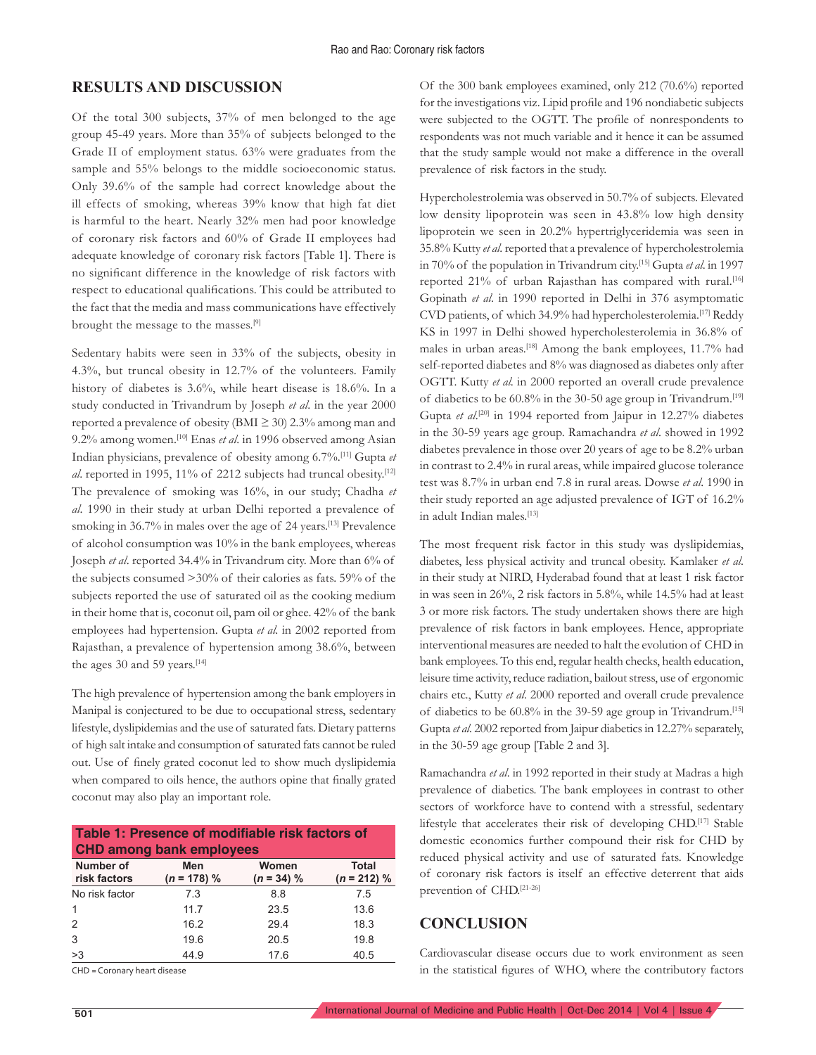## RESULTS AND DISCUSSION

Of the total 300 subjects, 37% of men belonged to the age group 45-49 years. More than 35% of subjects belonged to the Grade II of employment status. 63% were graduates from the sample and 55% belongs to the middle socioeconomic status. Only 39.6% of the sample had correct knowledge about the ill effects of smoking, whereas 39% know that high fat diet is harmful to the heart. Nearly 32% men had poor knowledge of coronary risk factors and 60% of Grade II employees had adequate knowledge of coronary risk factors [Table 1]. There is no significant difference in the knowledge of risk factors with respect to educational qualifications. This could be attributed to the fact that the media and mass communications have effectively brought the message to the masses.[9]

Sedentary habits were seen in 33% of the subjects, obesity in 4.3%, but truncal obesity in 12.7% of the volunteers. Family history of diabetes is 3.6%, while heart disease is 18.6%. In a study conducted in Trivandrum by Joseph *et al*. in the year 2000 reported a prevalence of obesity (BMI ≥ 30) 2.3% among man and 9.2% among women.[10] Enas *et al*. in 1996 observed among Asian Indian physicians, prevalence of obesity among 6.7%.[11] Gupta *et al*. reported in 1995, 11% of 2212 subjects had truncal obesity.[12] The prevalence of smoking was 16%, in our study; Chadha *et al*. 1990 in their study at urban Delhi reported a prevalence of smoking in 36.7% in males over the age of 24 years.[13] Prevalence of alcohol consumption was 10% in the bank employees, whereas Joseph *et al*. reported 34.4% in Trivandrum city. More than 6% of the subjects consumed >30% of their calories as fats. 59% of the subjects reported the use of saturated oil as the cooking medium in their home that is, coconut oil, pam oil or ghee. 42% of the bank employees had hypertension. Gupta *et al*. in 2002 reported from Rajasthan, a prevalence of hypertension among 38.6%, between the ages 30 and 59 years.[14]

The high prevalence of hypertension among the bank employers in Manipal is conjectured to be due to occupational stress, sedentary lifestyle, dyslipidemias and the use of saturated fats. Dietary patterns of high salt intake and consumption of saturated fats cannot be ruled out. Use of finely grated coconut led to show much dyslipidemia when compared to oils hence, the authors opine that finally grated coconut may also play an important role.

**Table 1: Presence of modifiable risk factors of CHD among bank employees**

| Number of risk factors | Men (*n* = 178) % | Women (*n* = 34) % | Total (*n* = 212) % |
|---|---|---|---|
| No risk factor | 7.3 | 8.8 | 7.5 |
| 1 | 11.7 | 23.5 | 13.6 |
| 2 | 16.2 | 29.4 | 18.3 |
| 3 | 19.6 | 20.5 | 19.8 |
| >3 | 44.9 | 17.6 | 40.5 |

CHD = Coronary heart disease

Of the 300 bank employees examined, only 212 (70.6%) reported for the investigations viz. Lipid profile and 196 nondiabetic subjects were subjected to the OGTT. The profile of nonrespondents to respondents was not much variable and it hence it can be assumed that the study sample would not make a difference in the overall prevalence of risk factors in the study.

Hypercholestrolemia was observed in 50.7% of subjects. Elevated low density lipoprotein was seen in 43.8% low high density lipoprotein we seen in 20.2% hypertriglyceridemia was seen in 35.8% Kutty *et al*. reported that a prevalence of hypercholestrolemia in 70% of the population in Trivandrum city.[15] Gupta *et al*. in 1997 reported 21% of urban Rajasthan has compared with rural.[16] Gopinath *et al*. in 1990 reported in Delhi in 376 asymptomatic CVD patients, of which 34.9% had hypercholesterolemia.[17] Reddy KS in 1997 in Delhi showed hypercholesterolemia in 36.8% of males in urban areas.[18] Among the bank employees, 11.7% had self-reported diabetes and 8% was diagnosed as diabetes only after OGTT. Kutty *et al*. in 2000 reported an overall crude prevalence of diabetics to be 60.8% in the 30-50 age group in Trivandrum.[19] Gupta *et al*.[20] in 1994 reported from Jaipur in 12.27% diabetes in the 30-59 years age group. Ramachandra *et al*. showed in 1992 diabetes prevalence in those over 20 years of age to be 8.2% urban in contrast to 2.4% in rural areas, while impaired glucose tolerance test was 8.7% in urban end 7.8 in rural areas. Dowse *et al*. 1990 in their study reported an age adjusted prevalence of IGT of 16.2% in adult Indian males.[13]

The most frequent risk factor in this study was dyslipidemias, diabetes, less physical activity and truncal obesity. Kamlaker *et al*. in their study at NIRD, Hyderabad found that at least 1 risk factor in was seen in 26%, 2 risk factors in 5.8%, while 14.5% had at least 3 or more risk factors. The study undertaken shows there are high prevalence of risk factors in bank employees. Hence, appropriate interventional measures are needed to halt the evolution of CHD in bank employees. To this end, regular health checks, health education, leisure time activity, reduce radiation, bailout stress, use of ergonomic chairs etc., Kutty *et al*. 2000 reported and overall crude prevalence of diabetics to be 60.8% in the 39-59 age group in Trivandrum.[15] Gupta *et al*. 2002 reported from Jaipur diabetics in 12.27% separately, in the 30-59 age group [Table 2 and 3].

Ramachandra *et al*. in 1992 reported in their study at Madras a high prevalence of diabetics. The bank employees in contrast to other sectors of workforce have to contend with a stressful, sedentary lifestyle that accelerates their risk of developing CHD.[17] Stable domestic economics further compound their risk for CHD by reduced physical activity and use of saturated fats. Knowledge of coronary risk factors is itself an effective deterrent that aids prevention of CHD.[21-26]

## CONCLUSION

Cardiovascular disease occurs due to work environment as seen in the statistical figures of WHO, where the contributory factors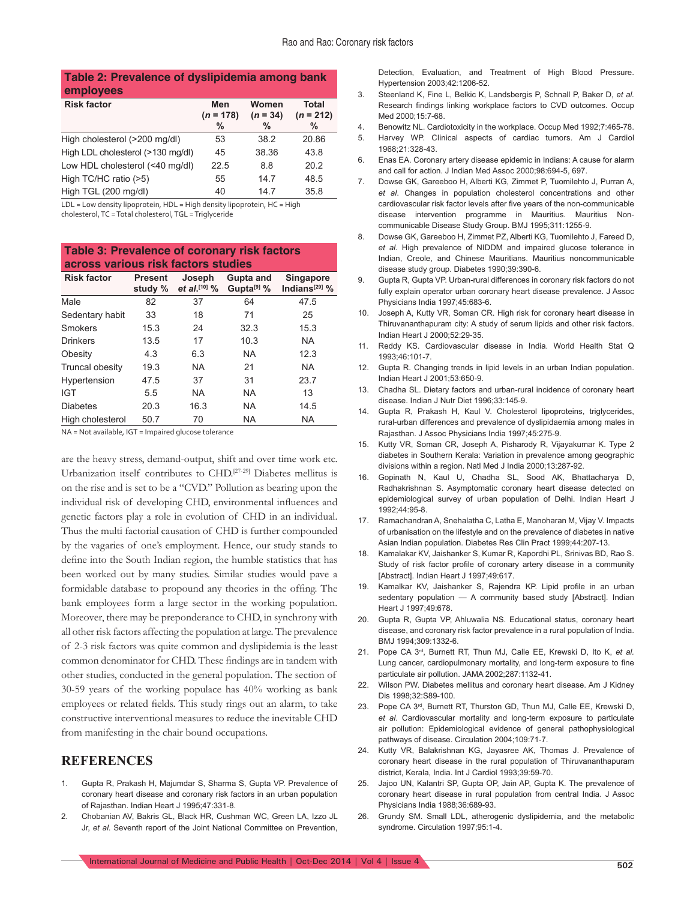**Table 2: Prevalence of dyslipidemia among bank employees**

| Risk factor | Men ($n$ = 178) % | Women ($n$ = 34) % | Total ($n$ = 212) % |
|---|---|---|---|
| High cholesterol (>200 mg/dl) | 53 | 38.2 | 20.86 |
| High LDL cholesterol (>130 mg/dl) | 45 | 38.36 | 43.8 |
| Low HDL cholesterol (<40 mg/dl) | 22.5 | 8.8 | 20.2 |
| High TC/HC ratio (>5) | 55 | 14.7 | 48.5 |
| High TGL (200 mg/dl) | 40 | 14.7 | 35.8 |

LDL = Low density lipoprotein, HDL = High density lipoprotein, HC = High cholesterol, TC = Total cholesterol, TGL = Triglyceride

**Table 3: Prevalence of coronary risk factors across various risk factors studies**

| Risk factor | Present study % | Joseph *et al*.[10] % | Gupta and Gupta[9] % | Singapore Indians[29] % |
|---|---|---|---|---|
| Male | 82 | 37 | 64 | 47.5 |
| Sedentary habit | 33 | 18 | 71 | 25 |
| Smokers | 15.3 | 24 | 32.3 | 15.3 |
| Drinkers | 13.5 | 17 | 10.3 | NA |
| Obesity | 4.3 | 6.3 | NA | 12.3 |
| Truncal obesity | 19.3 | NA | 21 | NA |
| Hypertension | 47.5 | 37 | 31 | 23.7 |
| IGT | 5.5 | NA | NA | 13 |
| Diabetes | 20.3 | 16.3 | NA | 14.5 |
| High cholesterol | 50.7 | 70 | NA | NA |

NA = Not available, IGT = Impaired glucose tolerance

are the heavy stress, demand-output, shift and over time work etc. Urbanization itself contributes to CHD.[27-29] Diabetes mellitus is on the rise and is set to be a "CVD." Pollution as bearing upon the individual risk of developing CHD, environmental influences and genetic factors play a role in evolution of CHD in an individual. Thus the multi factorial causation of CHD is further compounded by the vagaries of one's employment. Hence, our study stands to define into the South Indian region, the humble statistics that has been worked out by many studies. Similar studies would pave a formidable database to propound any theories in the offing. The bank employees form a large sector in the working population. Moreover, there may be preponderance to CHD, in synchrony with all other risk factors affecting the population at large. The prevalence of 2-3 risk factors was quite common and dyslipidemia is the least common denominator for CHD. These findings are in tandem with other studies, conducted in the general population. The section of 30-59 years of the working populace has 40% working as bank employees or related fields. This study rings out an alarm, to take constructive interventional measures to reduce the inevitable CHD from manifesting in the chair bound occupations.

## REFERENCES

1. Gupta R, Prakash H, Majumdar S, Sharma S, Gupta VP. Prevalence of coronary heart disease and coronary risk factors in an urban population of Rajasthan. Indian Heart J 1995;47:331-8.
2. Chobanian AV, Bakris GL, Black HR, Cushman WC, Green LA, Izzo JL Jr, *et al*. Seventh report of the Joint National Committee on Prevention, Detection, Evaluation, and Treatment of High Blood Pressure. Hypertension 2003;42:1206-52.
3. Steenland K, Fine L, Belkic K, Landsbergis P, Schnall P, Baker D, *et al*. Research findings linking workplace factors to CVD outcomes. Occup Med 2000;15:7-68.
4. Benowitz NL. Cardiotoxicity in the workplace. Occup Med 1992;7:465-78.
5. Harvey WP. Clinical aspects of cardiac tumors. Am J Cardiol 1968;21:328-43.
6. Enas EA. Coronary artery disease epidemic in Indians: A cause for alarm and call for action. J Indian Med Assoc 2000;98:694-5, 697.
7. Dowse GK, Gareeboo H, Alberti KG, Zimmet P, Tuomilehto J, Purran A, *et al*. Changes in population cholesterol concentrations and other cardiovascular risk factor levels after five years of the non-communicable disease intervention programme in Mauritius. Mauritius Non-communicable Disease Study Group. BMJ 1995;311:1255-9.
8. Dowse GK, Gareeboo H, Zimmet PZ, Alberti KG, Tuomilehto J, Fareed D, *et al*. High prevalence of NIDDM and impaired glucose tolerance in Indian, Creole, and Chinese Mauritians. Mauritius noncommunicable disease study group. Diabetes 1990;39:390-6.
9. Gupta R, Gupta VP. Urban-rural differences in coronary risk factors do not fully explain operator urban coronary heart disease prevalence. J Assoc Physicians India 1997;45:683-6.
10. Joseph A, Kutty VR, Soman CR. High risk for coronary heart disease in Thiruvananthapuram city: A study of serum lipids and other risk factors. Indian Heart J 2000;52:29-35.
11. Reddy KS. Cardiovascular disease in India. World Health Stat Q 1993;46:101-7.
12. Gupta R. Changing trends in lipid levels in an urban Indian population. Indian Heart J 2001;53:650-9.
13. Chadha SL. Dietary factors and urban-rural incidence of coronary heart disease. Indian J Nutr Diet 1996;33:145-9.
14. Gupta R, Prakash H, Kaul V. Cholesterol lipoproteins, triglycerides, rural-urban differences and prevalence of dyslipidaemia among males in Rajasthan. J Assoc Physicians India 1997;45:275-9.
15. Kutty VR, Soman CR, Joseph A, Pisharody R, Vijayakumar K. Type 2 diabetes in Southern Kerala: Variation in prevalence among geographic divisions within a region. Natl Med J India 2000;13:287-92.
16. Gopinath N, Kaul U, Chadha SL, Sood AK, Bhattacharya D, Radhakrishnan S. Asymptomatic coronary heart disease detected on epidemiological survey of urban population of Delhi. Indian Heart J 1992;44:95-8.
17. Ramachandran A, Snehalatha C, Latha E, Manoharan M, Vijay V. Impacts of urbanisation on the lifestyle and on the prevalence of diabetes in native Asian Indian population. Diabetes Res Clin Pract 1999;44:207-13.
18. Kamalakar KV, Jaishanker S, Kumar R, Kapordhi PL, Srinivas BD, Rao S. Study of risk factor profile of coronary artery disease in a community [Abstract]. Indian Heart J 1997;49:617.
19. Kamalkar KV, Jaishanker S, Rajendra KP. Lipid profile in an urban sedentary population — A community based study [Abstract]. Indian Heart J 1997;49:678.
20. Gupta R, Gupta VP, Ahluwalia NS. Educational status, coronary heart disease, and coronary risk factor prevalence in a rural population of India. BMJ 1994;309:1332-6.
21. Pope CA 3rd, Burnett RT, Thun MJ, Calle EE, Krewski D, Ito K, *et al*. Lung cancer, cardiopulmonary mortality, and long-term exposure to fine particulate air pollution. JAMA 2002;287:1132-41.
22. Wilson PW. Diabetes mellitus and coronary heart disease. Am J Kidney Dis 1998;32:S89-100.
23. Pope CA 3rd, Burnett RT, Thurston GD, Thun MJ, Calle EE, Krewski D, *et al*. Cardiovascular mortality and long-term exposure to particulate air pollution: Epidemiological evidence of general pathophysiological pathways of disease. Circulation 2004;109:71-7.
24. Kutty VR, Balakrishnan KG, Jayasree AK, Thomas J. Prevalence of coronary heart disease in the rural population of Thiruvananthapuram district, Kerala, India. Int J Cardiol 1993;39:59-70.
25. Jajoo UN, Kalantri SP, Gupta OP, Jain AP, Gupta K. The prevalence of coronary heart disease in rural population from central India. J Assoc Physicians India 1988;36:689-93.
26. Grundy SM. Small LDL, atherogenic dyslipidemia, and the metabolic syndrome. Circulation 1997;95:1-4.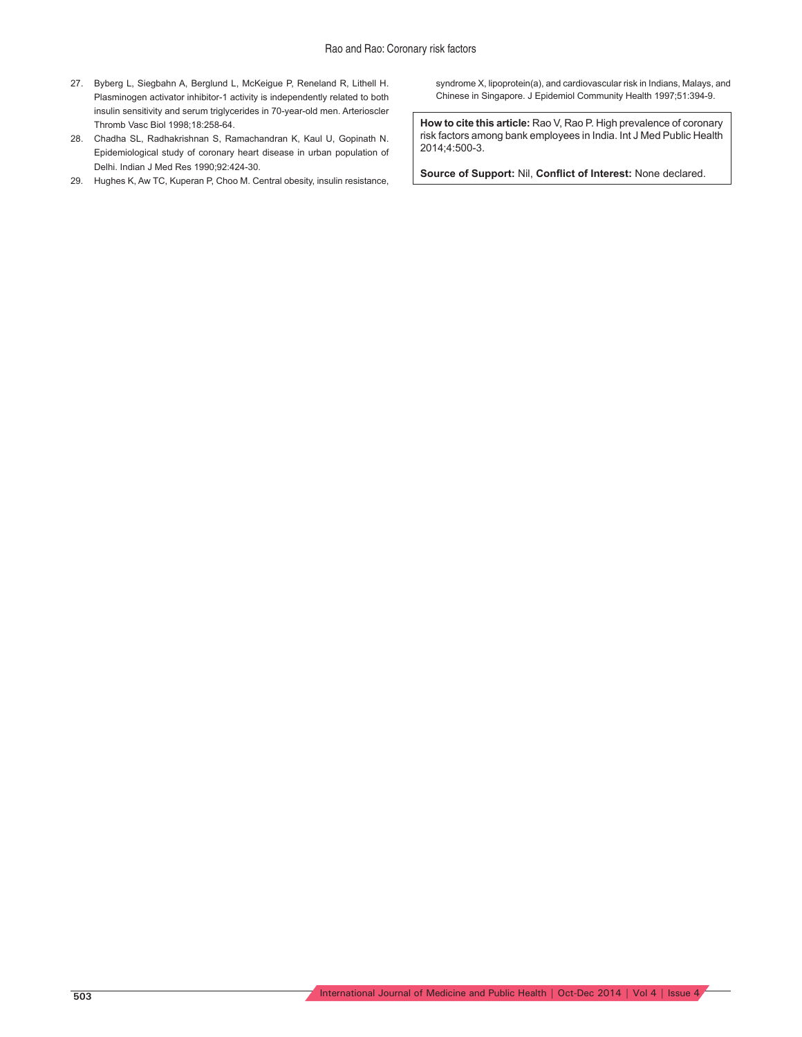27. Byberg L, Siegbahn A, Berglund L, McKeigue P, Reneland R, Lithell H. Plasminogen activator inhibitor-1 activity is independently related to both insulin sensitivity and serum triglycerides in 70-year-old men. Arterioscler Thromb Vasc Biol 1998;18:258-64.
28. Chadha SL, Radhakrishnan S, Ramachandran K, Kaul U, Gopinath N. Epidemiological study of coronary heart disease in urban population of Delhi. Indian J Med Res 1990;92:424-30.
29. Hughes K, Aw TC, Kuperan P, Choo M. Central obesity, insulin resistance, syndrome X, lipoprotein(a), and cardiovascular risk in Indians, Malays, and Chinese in Singapore. J Epidemiol Community Health 1997;51:394-9.

**How to cite this article:** Rao V, Rao P. High prevalence of coronary risk factors among bank employees in India. Int J Med Public Health 2014;4:500-3.

**Source of Support:** Nil, **Conflict of Interest:** None declared.